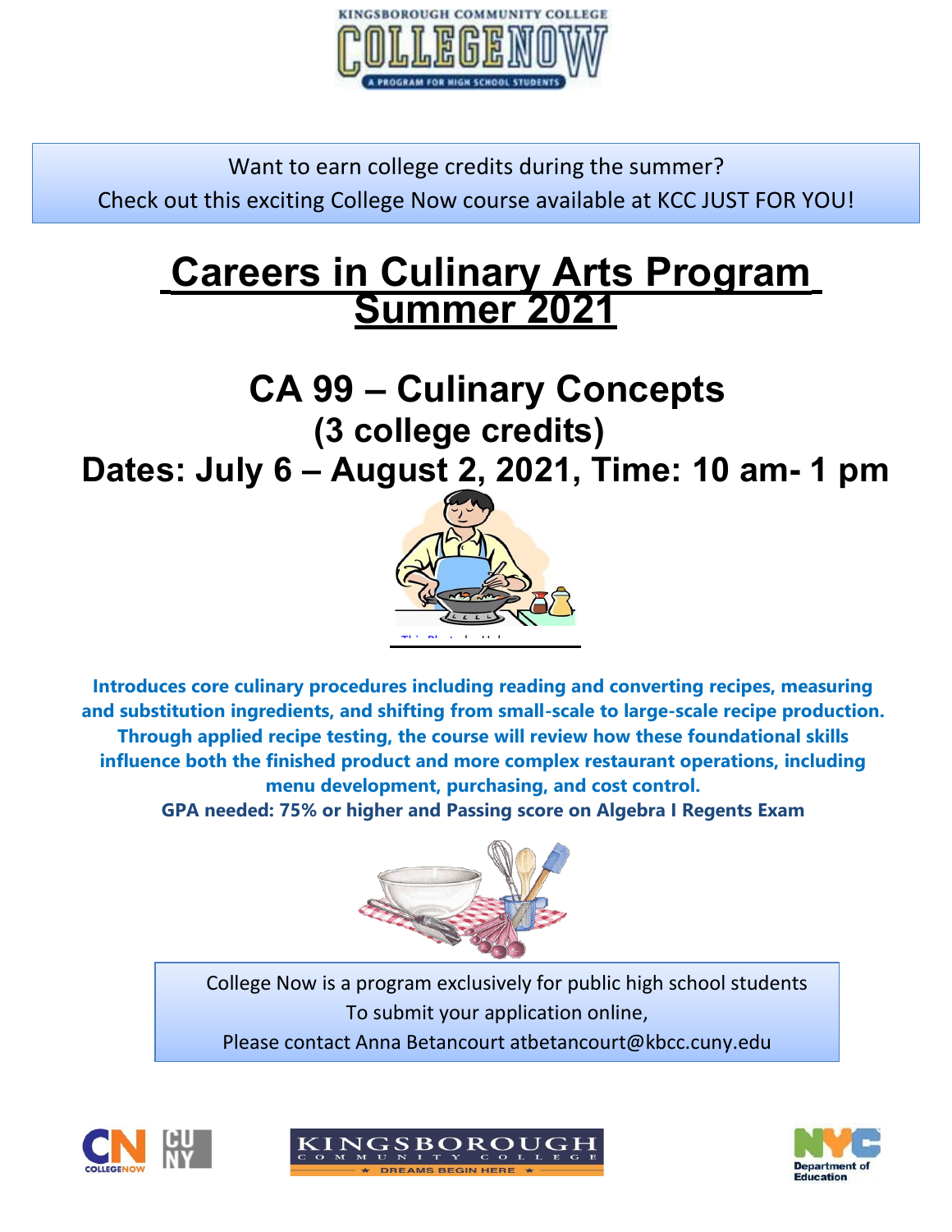Want to earn college credits during the summer?

Check out this exciting College Now course available at KCC JUST FOR YOU!

# Careers in Culinary Arts Program Summer 2021

## CA 99 – Culinary Concepts

### (3 college credits)

### Dates: July 6 – August 2, 2021, Time: 10 am- 1 pm

**Introduces core culinary procedures including reading and converting recipes, measuring and substitution ingredients, and shifting from small-scale to large-scale recipe production. Through applied recipe testing, the course will review how these foundational skills influence both the finished product and more complex restaurant operations, including menu development, purchasing, and cost control.**

**GPA needed: 75% or higher and Passing score on Algebra I Regents Exam**

College Now is a program exclusively for public high school students

To submit your application online,

Please contact Anna Betancourt atbetancourt@kbcc.cuny.edu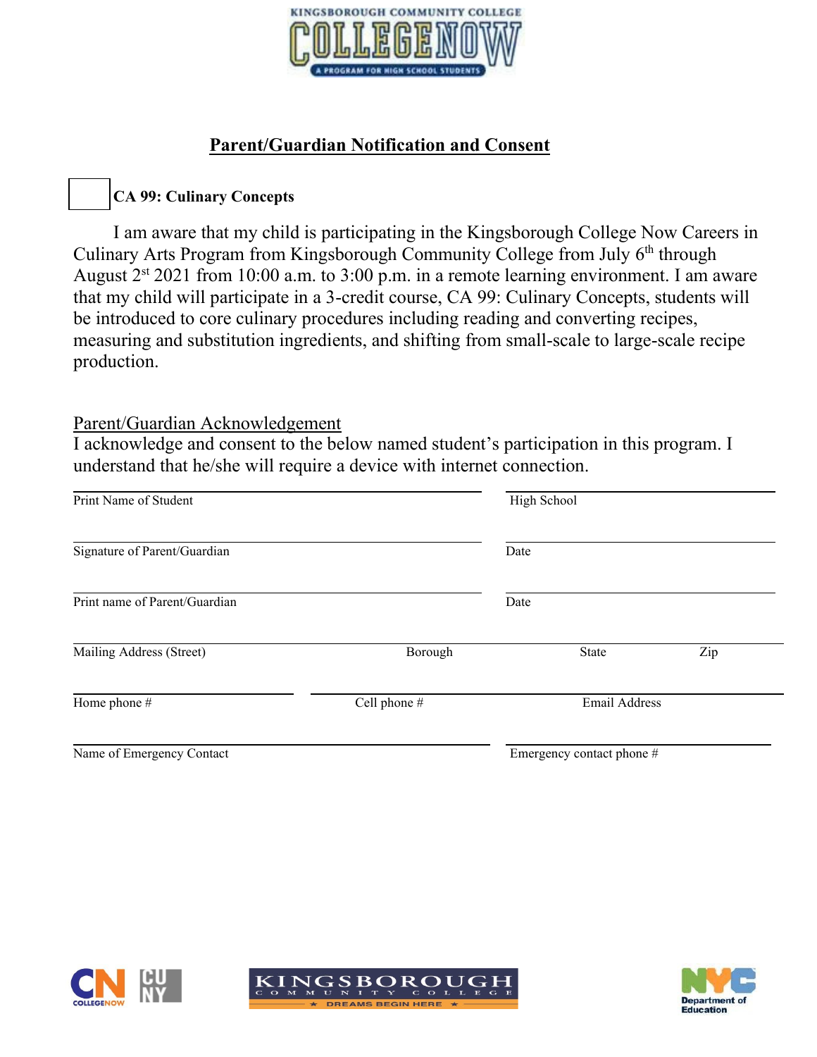KINGSBOROUGH COMMUNITY COLLEGE

COLLEGE NOW

A PROGRAM FOR HIGH SCHOOL STUDENTS

## Parent/Guardian Notification and Consent

☐ **CA 99: Culinary Concepts**

I am aware that my child is participating in the Kingsborough College Now Careers in Culinary Arts Program from Kingsborough Community College from July 6th through August 2nd 2021 from 10:00 a.m. to 3:00 p.m. in a remote learning environment. I am aware that my child will participate in a 3-credit course, CA 99: Culinary Concepts, students will be introduced to core culinary procedures including reading and converting recipes, measuring and substitution ingredients, and shifting from small-scale to large-scale recipe production.

Parent/Guardian Acknowledgement

I acknowledge and consent to the below named student's participation in this program. I understand that he/she will require a device with internet connection.

Print Name of Student ______________________ High School ______________________

Signature of Parent/Guardian ______________________ Date ______________________

Print name of Parent/Guardian ______________________ Date ______________________

Mailing Address (Street) ______________________ Borough __________ State __________ Zip __________

Home phone # __________ Cell phone # __________ Email Address __________

Name of Emergency Contact ______________________ Emergency contact phone # ______________________

CN COLLEGENOW CUNY

KINGSBOROUGH COMMUNITY COLLEGE ★ DREAMS BEGIN HERE ★

NYC Department of Education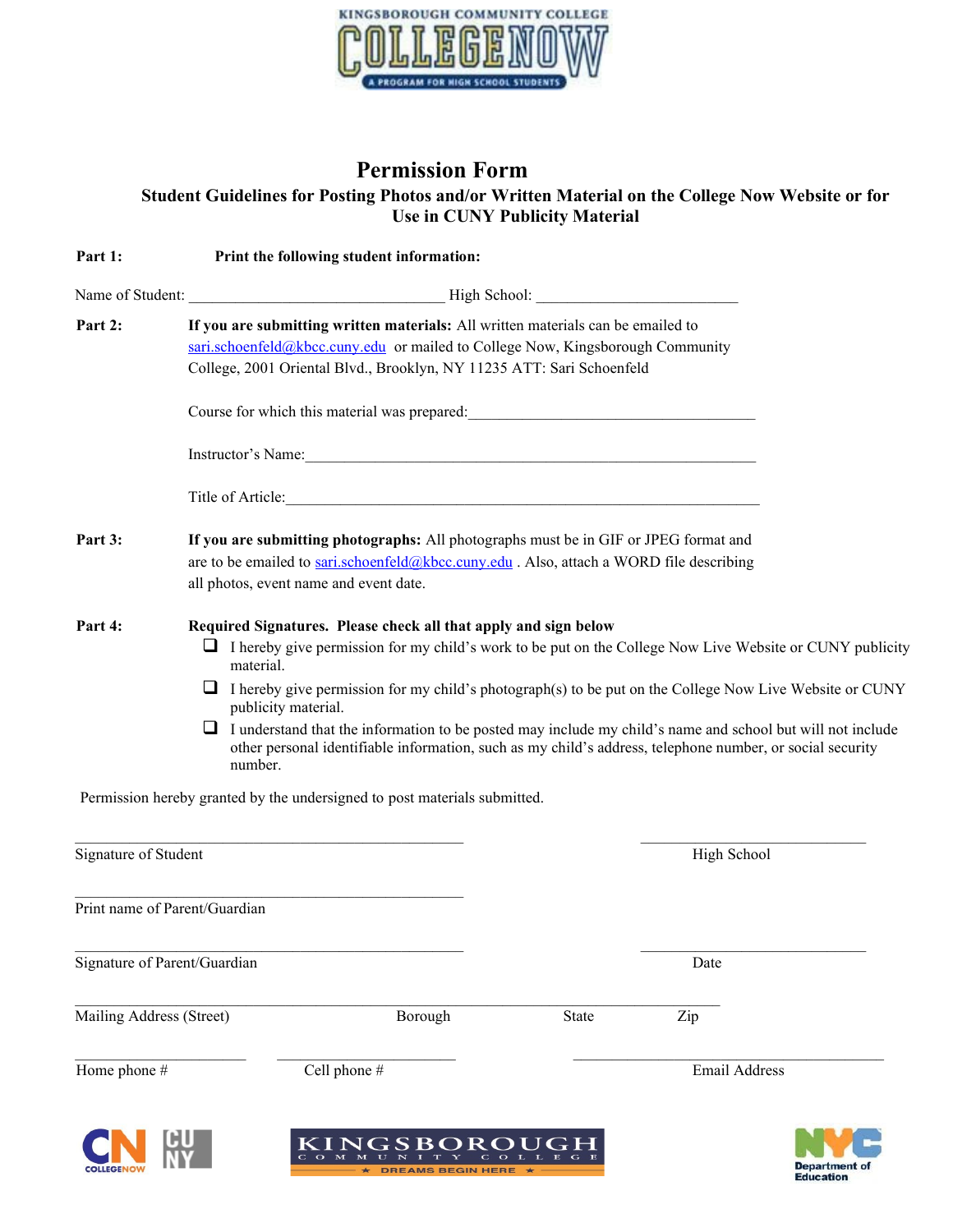KINGSBOROUGH COMMUNITY COLLEGE
COLLEGE NOW
A PROGRAM FOR HIGH SCHOOL STUDENTS

# Permission Form

## Student Guidelines for Posting Photos and/or Written Material on the College Now Website or for Use in CUNY Publicity Material

**Part 1:** **Print the following student information:**

Name of Student: ________________________________ High School: __________________________

**Part 2:** **If you are submitting written materials:** All written materials can be emailed to sari.schoenfeld@kbcc.cuny.edu or mailed to College Now, Kingsborough Community College, 2001 Oriental Blvd., Brooklyn, NY 11235 ATT: Sari Schoenfeld

Course for which this material was prepared:______________________________________

Instructor's Name:___________________________________________________________

Title of Article:_____________________________________________________________

**Part 3:** **If you are submitting photographs:** All photographs must be in GIF or JPEG format and are to be emailed to sari.schoenfeld@kbcc.cuny.edu . Also, attach a WORD file describing all photos, event name and event date.

**Part 4:** **Required Signatures. Please check all that apply and sign below**

- ❑ I hereby give permission for my child's work to be put on the College Now Live Website or CUNY publicity material.
- ❑ I hereby give permission for my child's photograph(s) to be put on the College Now Live Website or CUNY publicity material.
- ❑ I understand that the information to be posted may include my child's name and school but will not include other personal identifiable information, such as my child's address, telephone number, or social security number.

Permission hereby granted by the undersigned to post materials submitted.

_________________________________________________ ____________________________
Signature of Student High School

_________________________________________________
Print name of Parent/Guardian

_________________________________________________ ____________________________
Signature of Parent/Guardian Date

________________________________________________________________________________
Mailing Address (Street) Borough State Zip

______________________ ______________________ ____________________________________
Home phone # Cell phone # Email Address

CN COLLEGENOW CUNY KINGSBOROUGH COMMUNITY COLLEGE ★ DREAMS BEGIN HERE ★ NYC Department of Education